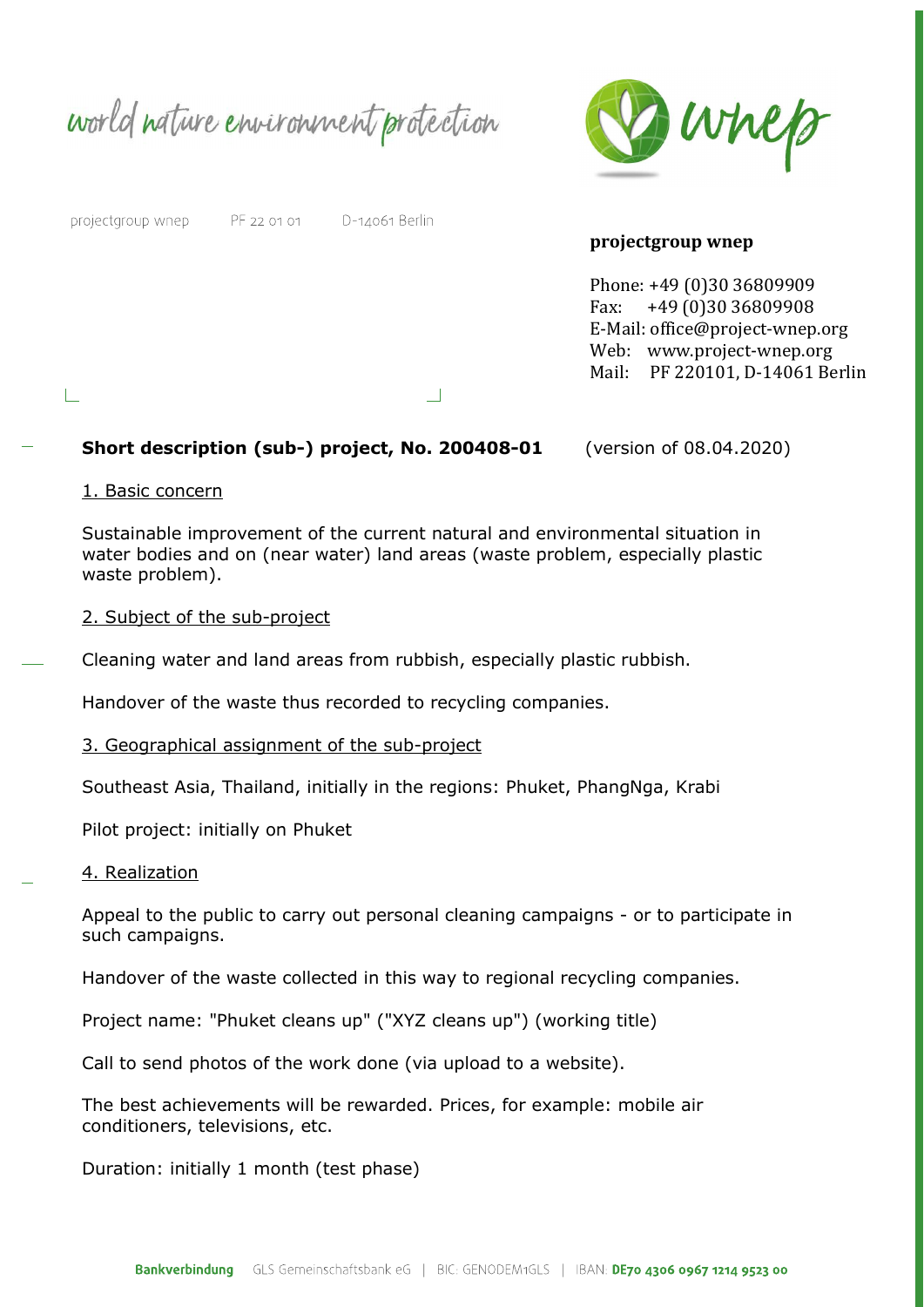world nature environment protection

wnep

projectgroup wnep PF 22 01 01 D-14061 Berlin

**projectgroup wnep**

Phone: +49 (0)30 36809909
Fax: +49 (0)30 36809908
E-Mail: office@project-wnep.org
Web: www.project-wnep.org
Mail: PF 220101, D-14061 Berlin

**Short description (sub-) project, No. 200408-01** (version of 08.04.2020)

1. Basic concern

Sustainable improvement of the current natural and environmental situation in water bodies and on (near water) land areas (waste problem, especially plastic waste problem).

2. Subject of the sub-project

Cleaning water and land areas from rubbish, especially plastic rubbish.

Handover of the waste thus recorded to recycling companies.

3. Geographical assignment of the sub-project

Southeast Asia, Thailand, initially in the regions: Phuket, PhangNga, Krabi

Pilot project: initially on Phuket

4. Realization

Appeal to the public to carry out personal cleaning campaigns - or to participate in such campaigns.

Handover of the waste collected in this way to regional recycling companies.

Project name: "Phuket cleans up" ("XYZ cleans up") (working title)

Call to send photos of the work done (via upload to a website).

The best achievements will be rewarded. Prices, for example: mobile air conditioners, televisions, etc.

Duration: initially 1 month (test phase)

**Bankverbindung** GLS Gemeinschaftsbank eG | BIC: GENODEM1GLS | IBAN: **DE70 4306 0967 1214 9523 00**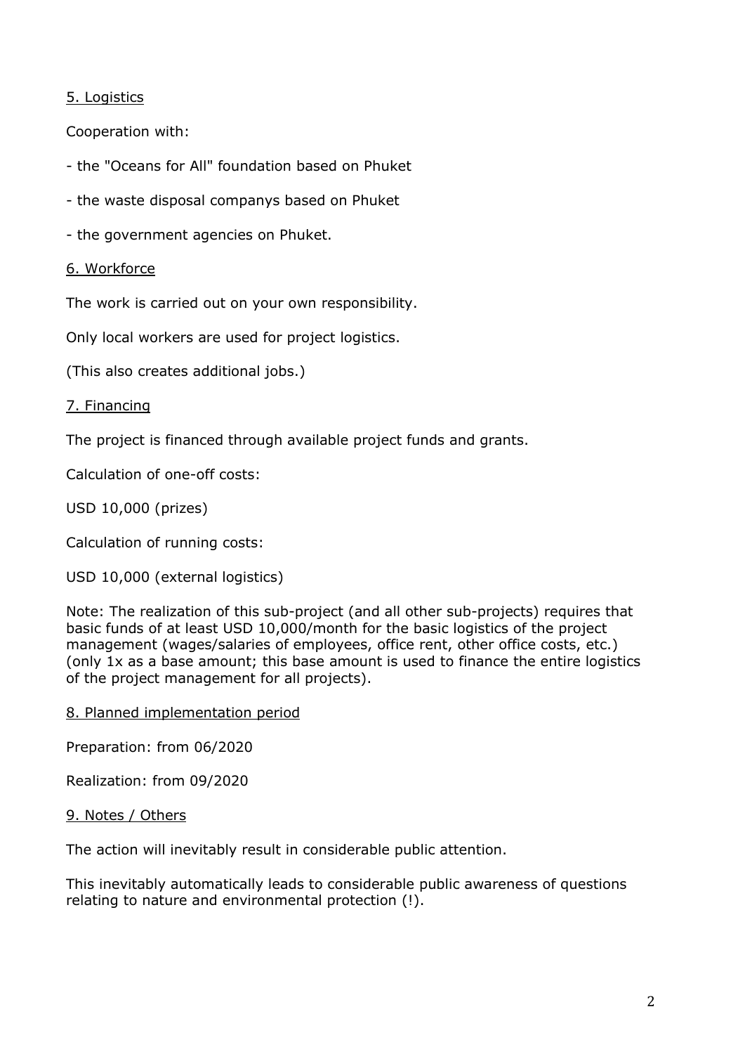## 5. Logistics

Cooperation with:

- the "Oceans for All" foundation based on Phuket
- the waste disposal companys based on Phuket
- the government agencies on Phuket.

## 6. Workforce

The work is carried out on your own responsibility.

Only local workers are used for project logistics.

(This also creates additional jobs.)

## 7. Financing

The project is financed through available project funds and grants.

Calculation of one-off costs:

USD 10,000 (prizes)

Calculation of running costs:

USD 10,000 (external logistics)

Note: The realization of this sub-project (and all other sub-projects) requires that basic funds of at least USD 10,000/month for the basic logistics of the project management (wages/salaries of employees, office rent, other office costs, etc.) (only 1x as a base amount; this base amount is used to finance the entire logistics of the project management for all projects).

## 8. Planned implementation period

Preparation: from 06/2020

Realization: from 09/2020

## 9. Notes / Others

The action will inevitably result in considerable public attention.

This inevitably automatically leads to considerable public awareness of questions relating to nature and environmental protection (!).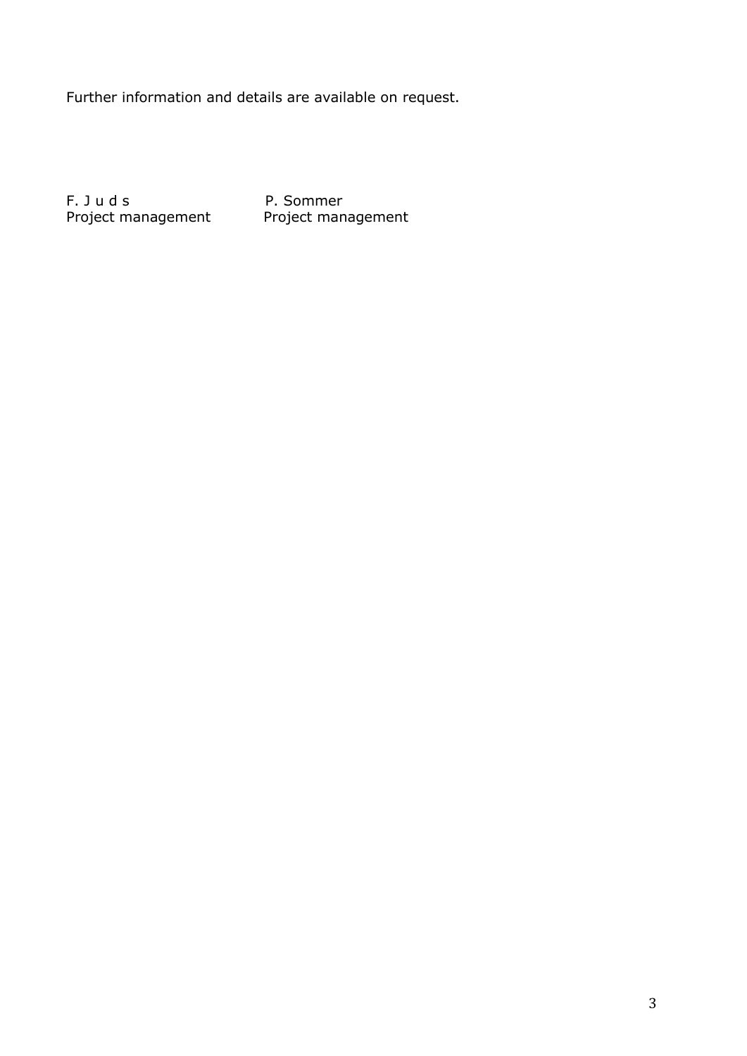Further information and details are available on request.

| | |
|---|---|
| F. J u d s | P. Sommer |
| Project management | Project management |